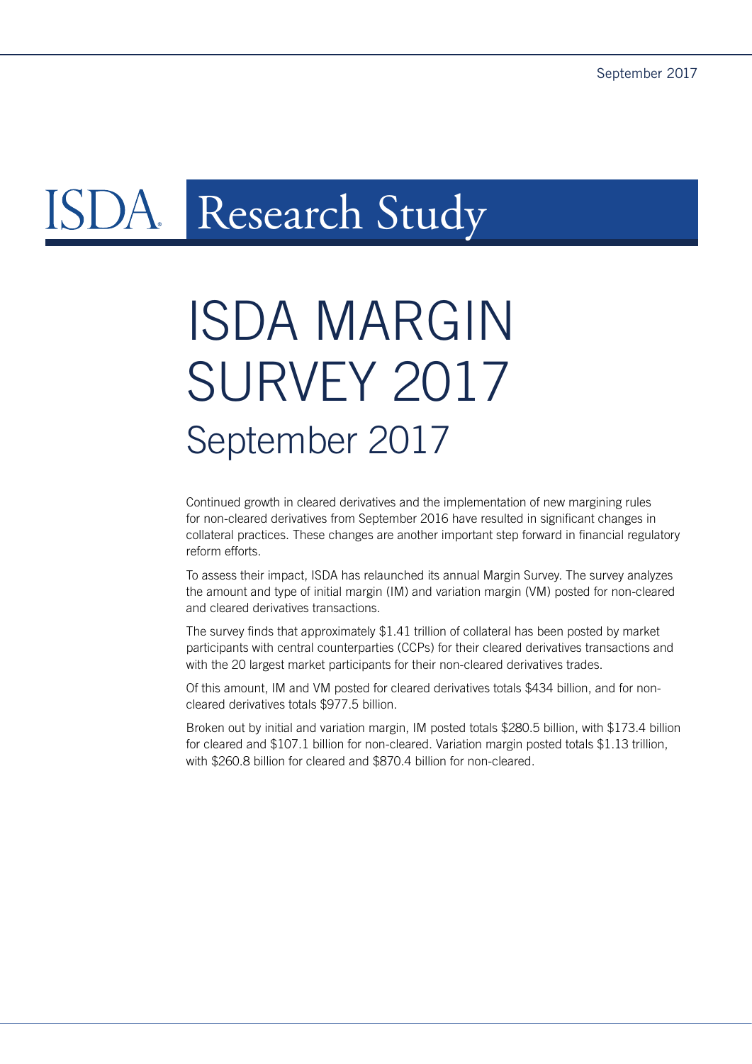ISDA Research Study

# ISDA MARGIN SURVEY 2017

## September 2017

Continued growth in cleared derivatives and the implementation of new margining rules for non-cleared derivatives from September 2016 have resulted in significant changes in collateral practices. These changes are another important step forward in financial regulatory reform efforts.

To assess their impact, ISDA has relaunched its annual Margin Survey. The survey analyzes the amount and type of initial margin (IM) and variation margin (VM) posted for non-cleared and cleared derivatives transactions.

The survey finds that approximately $1.41 trillion of collateral has been posted by market participants with central counterparties (CCPs) for their cleared derivatives transactions and with the 20 largest market participants for their non-cleared derivatives trades.

Of this amount, IM and VM posted for cleared derivatives totals $434 billion, and for non-cleared derivatives totals $977.5 billion.

Broken out by initial and variation margin, IM posted totals $280.5 billion, with $173.4 billion for cleared and $107.1 billion for non-cleared. Variation margin posted totals $1.13 trillion, with $260.8 billion for cleared and $870.4 billion for non-cleared.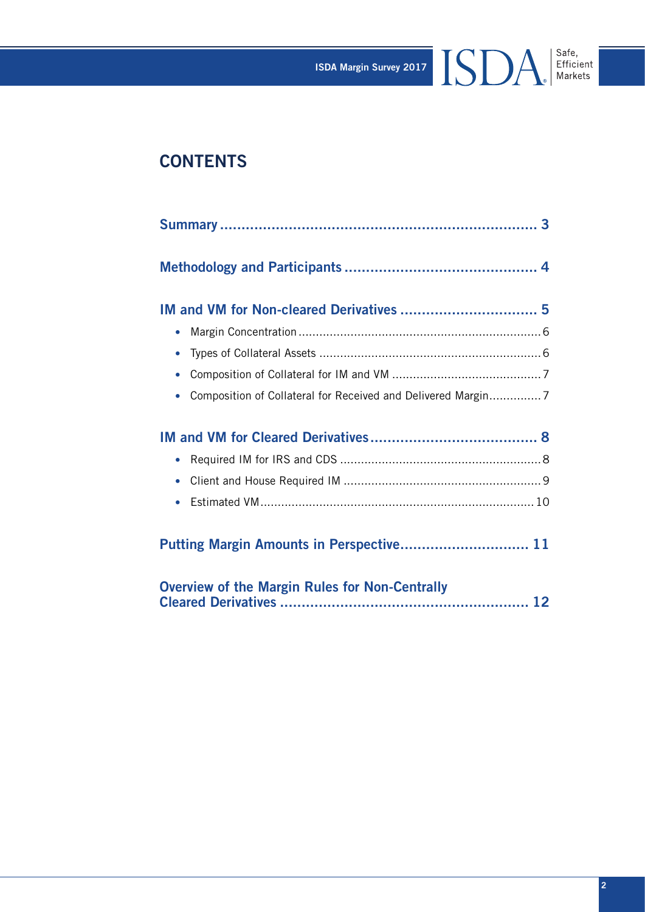# CONTENTS

**Summary** ..... 3

**Methodology and Participants** ..... 4

**IM and VM for Non-cleared Derivatives** ..... 5

- Margin Concentration ..... 6
- Types of Collateral Assets ..... 6
- Composition of Collateral for IM and VM ..... 7
- Composition of Collateral for Received and Delivered Margin ..... 7

**IM and VM for Cleared Derivatives** ..... 8

- Required IM for IRS and CDS ..... 8
- Client and House Required IM ..... 9
- Estimated VM ..... 10

**Putting Margin Amounts in Perspective** ..... 11

**Overview of the Margin Rules for Non-Centrally Cleared Derivatives** ..... 12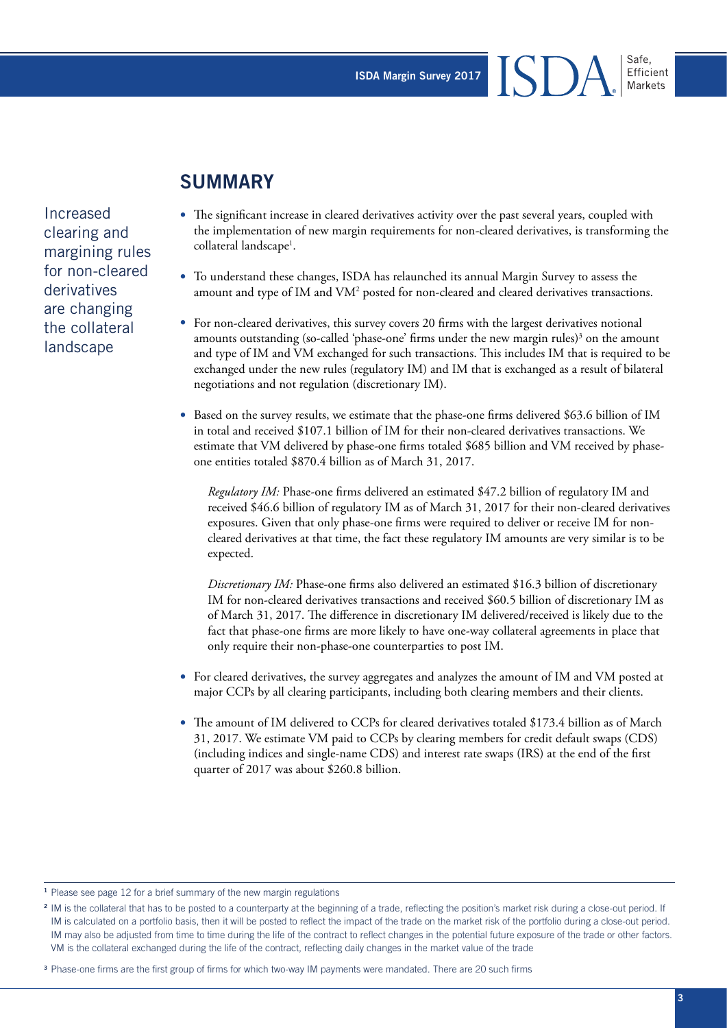## SUMMARY

Increased clearing and margining rules for non-cleared derivatives are changing the collateral landscape

- The significant increase in cleared derivatives activity over the past several years, coupled with the implementation of new margin requirements for non-cleared derivatives, is transforming the collateral landscape[1].
- To understand these changes, ISDA has relaunched its annual Margin Survey to assess the amount and type of IM and VM[2] posted for non-cleared and cleared derivatives transactions.
- For non-cleared derivatives, this survey covers 20 firms with the largest derivatives notional amounts outstanding (so-called 'phase-one' firms under the new margin rules)[3] on the amount and type of IM and VM exchanged for such transactions. This includes IM that is required to be exchanged under the new rules (regulatory IM) and IM that is exchanged as a result of bilateral negotiations and not regulation (discretionary IM).
- Based on the survey results, we estimate that the phase-one firms delivered \$63.6 billion of IM in total and received \$107.1 billion of IM for their non-cleared derivatives transactions. We estimate that VM delivered by phase-one firms totaled \$685 billion and VM received by phase-one entities totaled \$870.4 billion as of March 31, 2017.

  *Regulatory IM:* Phase-one firms delivered an estimated \$47.2 billion of regulatory IM and received \$46.6 billion of regulatory IM as of March 31, 2017 for their non-cleared derivatives exposures. Given that only phase-one firms were required to deliver or receive IM for non-cleared derivatives at that time, the fact these regulatory IM amounts are very similar is to be expected.

  *Discretionary IM:* Phase-one firms also delivered an estimated \$16.3 billion of discretionary IM for non-cleared derivatives transactions and received \$60.5 billion of discretionary IM as of March 31, 2017. The difference in discretionary IM delivered/received is likely due to the fact that phase-one firms are more likely to have one-way collateral agreements in place that only require their non-phase-one counterparties to post IM.

- For cleared derivatives, the survey aggregates and analyzes the amount of IM and VM posted at major CCPs by all clearing participants, including both clearing members and their clients.
- The amount of IM delivered to CCPs for cleared derivatives totaled \$173.4 billion as of March 31, 2017. We estimate VM paid to CCPs by clearing members for credit default swaps (CDS) (including indices and single-name CDS) and interest rate swaps (IRS) at the end of the first quarter of 2017 was about \$260.8 billion.

[1] Please see page 12 for a brief summary of the new margin regulations

[2] IM is the collateral that has to be posted to a counterparty at the beginning of a trade, reflecting the position's market risk during a close-out period. If IM is calculated on a portfolio basis, then it will be posted to reflect the impact of the trade on the market risk of the portfolio during a close-out period. IM may also be adjusted from time to time during the life of the contract to reflect changes in the potential future exposure of the trade or other factors. VM is the collateral exchanged during the life of the contract, reflecting daily changes in the market value of the trade

[3] Phase-one firms are the first group of firms for which two-way IM payments were mandated. There are 20 such firms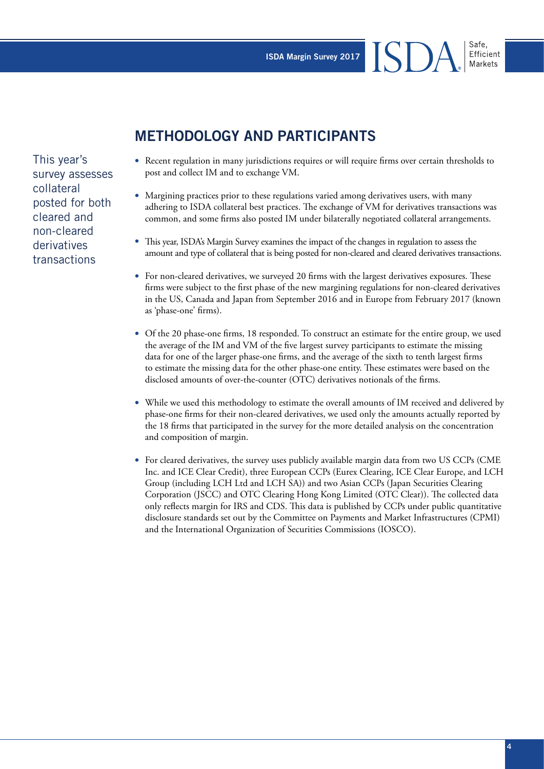## METHODOLOGY AND PARTICIPANTS

This year's survey assesses collateral posted for both cleared and non-cleared derivatives transactions

- Recent regulation in many jurisdictions requires or will require firms over certain thresholds to post and collect IM and to exchange VM.
- Margining practices prior to these regulations varied among derivatives users, with many adhering to ISDA collateral best practices. The exchange of VM for derivatives transactions was common, and some firms also posted IM under bilaterally negotiated collateral arrangements.
- This year, ISDA's Margin Survey examines the impact of the changes in regulation to assess the amount and type of collateral that is being posted for non-cleared and cleared derivatives transactions.
- For non-cleared derivatives, we surveyed 20 firms with the largest derivatives exposures. These firms were subject to the first phase of the new margining regulations for non-cleared derivatives in the US, Canada and Japan from September 2016 and in Europe from February 2017 (known as 'phase-one' firms).
- Of the 20 phase-one firms, 18 responded. To construct an estimate for the entire group, we used the average of the IM and VM of the five largest survey participants to estimate the missing data for one of the larger phase-one firms, and the average of the sixth to tenth largest firms to estimate the missing data for the other phase-one entity. These estimates were based on the disclosed amounts of over-the-counter (OTC) derivatives notionals of the firms.
- While we used this methodology to estimate the overall amounts of IM received and delivered by phase-one firms for their non-cleared derivatives, we used only the amounts actually reported by the 18 firms that participated in the survey for the more detailed analysis on the concentration and composition of margin.
- For cleared derivatives, the survey uses publicly available margin data from two US CCPs (CME Inc. and ICE Clear Credit), three European CCPs (Eurex Clearing, ICE Clear Europe, and LCH Group (including LCH Ltd and LCH SA)) and two Asian CCPs (Japan Securities Clearing Corporation (JSCC) and OTC Clearing Hong Kong Limited (OTC Clear)). The collected data only reflects margin for IRS and CDS. This data is published by CCPs under public quantitative disclosure standards set out by the Committee on Payments and Market Infrastructures (CPMI) and the International Organization of Securities Commissions (IOSCO).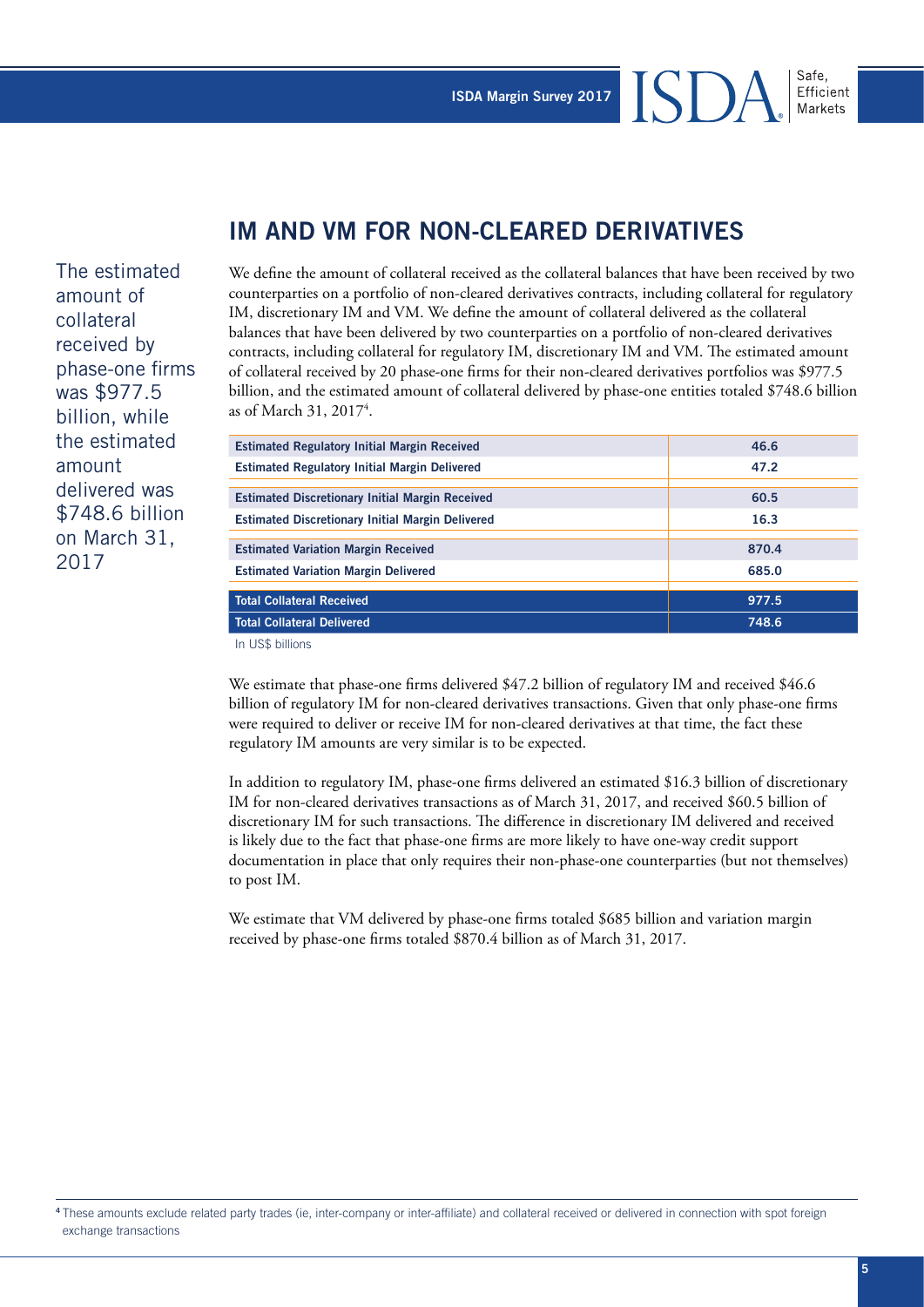## IM AND VM FOR NON-CLEARED DERIVATIVES

The estimated amount of collateral received by phase-one firms was $977.5 billion, while the estimated amount delivered was $748.6 billion on March 31, 2017

We define the amount of collateral received as the collateral balances that have been received by two counterparties on a portfolio of non-cleared derivatives contracts, including collateral for regulatory IM, discretionary IM and VM. We define the amount of collateral delivered as the collateral balances that have been delivered by two counterparties on a portfolio of non-cleared derivatives contracts, including collateral for regulatory IM, discretionary IM and VM. The estimated amount of collateral received by 20 phase-one firms for their non-cleared derivatives portfolios was $977.5 billion, and the estimated amount of collateral delivered by phase-one entities totaled $748.6 billion as of March 31, 2017[4].

| | |
|---|---|
| **Estimated Regulatory Initial Margin Received** | 46.6 |
| **Estimated Regulatory Initial Margin Delivered** | 47.2 |
| **Estimated Discretionary Initial Margin Received** | 60.5 |
| **Estimated Discretionary Initial Margin Delivered** | 16.3 |
| **Estimated Variation Margin Received** | 870.4 |
| **Estimated Variation Margin Delivered** | 685.0 |
| **Total Collateral Received** | 977.5 |
| **Total Collateral Delivered** | 748.6 |

In US$ billions

We estimate that phase-one firms delivered $47.2 billion of regulatory IM and received $46.6 billion of regulatory IM for non-cleared derivatives transactions. Given that only phase-one firms were required to deliver or receive IM for non-cleared derivatives at that time, the fact these regulatory IM amounts are very similar is to be expected.

In addition to regulatory IM, phase-one firms delivered an estimated $16.3 billion of discretionary IM for non-cleared derivatives transactions as of March 31, 2017, and received $60.5 billion of discretionary IM for such transactions. The difference in discretionary IM delivered and received is likely due to the fact that phase-one firms are more likely to have one-way credit support documentation in place that only requires their non-phase-one counterparties (but not themselves) to post IM.

We estimate that VM delivered by phase-one firms totaled $685 billion and variation margin received by phase-one firms totaled $870.4 billion as of March 31, 2017.

[4] These amounts exclude related party trades (ie, inter-company or inter-affiliate) and collateral received or delivered in connection with spot foreign exchange transactions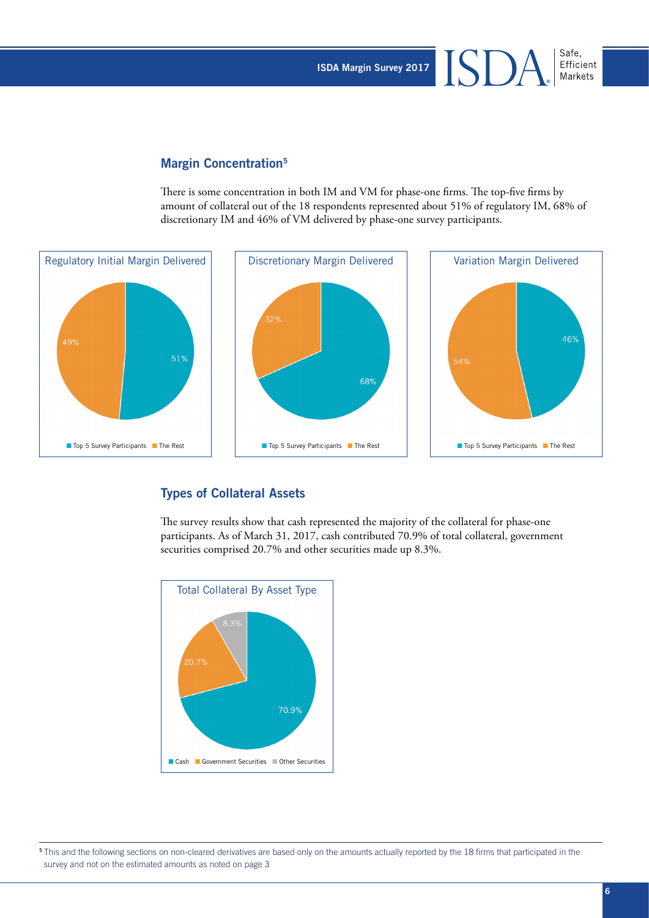## Margin Concentration[5]

There is some concentration in both IM and VM for phase-one firms. The top-five firms by amount of collateral out of the 18 respondents represented about 51% of regulatory IM, 68% of discretionary IM and 46% of VM delivered by phase-one survey participants.

Regulatory Initial Margin Delivered

| | Share |
|---|---|
| Top 5 Survey Participants | 51% |
| The Rest | 49% |

Discretionary Margin Delivered

| | Share |
|---|---|
| Top 5 Survey Participants | 68% |
| The Rest | 32% |

Variation Margin Delivered

| | Share |
|---|---|
| Top 5 Survey Participants | 46% |
| The Rest | 54% |

## Types of Collateral Assets

The survey results show that cash represented the majority of the collateral for phase-one participants. As of March 31, 2017, cash contributed 70.9% of total collateral, government securities comprised 20.7% and other securities made up 8.3%.

Total Collateral By Asset Type

| | Share |
|---|---|
| Cash | 70.9% |
| Government Securities | 20.7% |
| Other Securities | 8.3% |

[5] This and the following sections on non-cleared derivatives are based only on the amounts actually reported by the 18 firms that participated in the survey and not on the estimated amounts as noted on page 3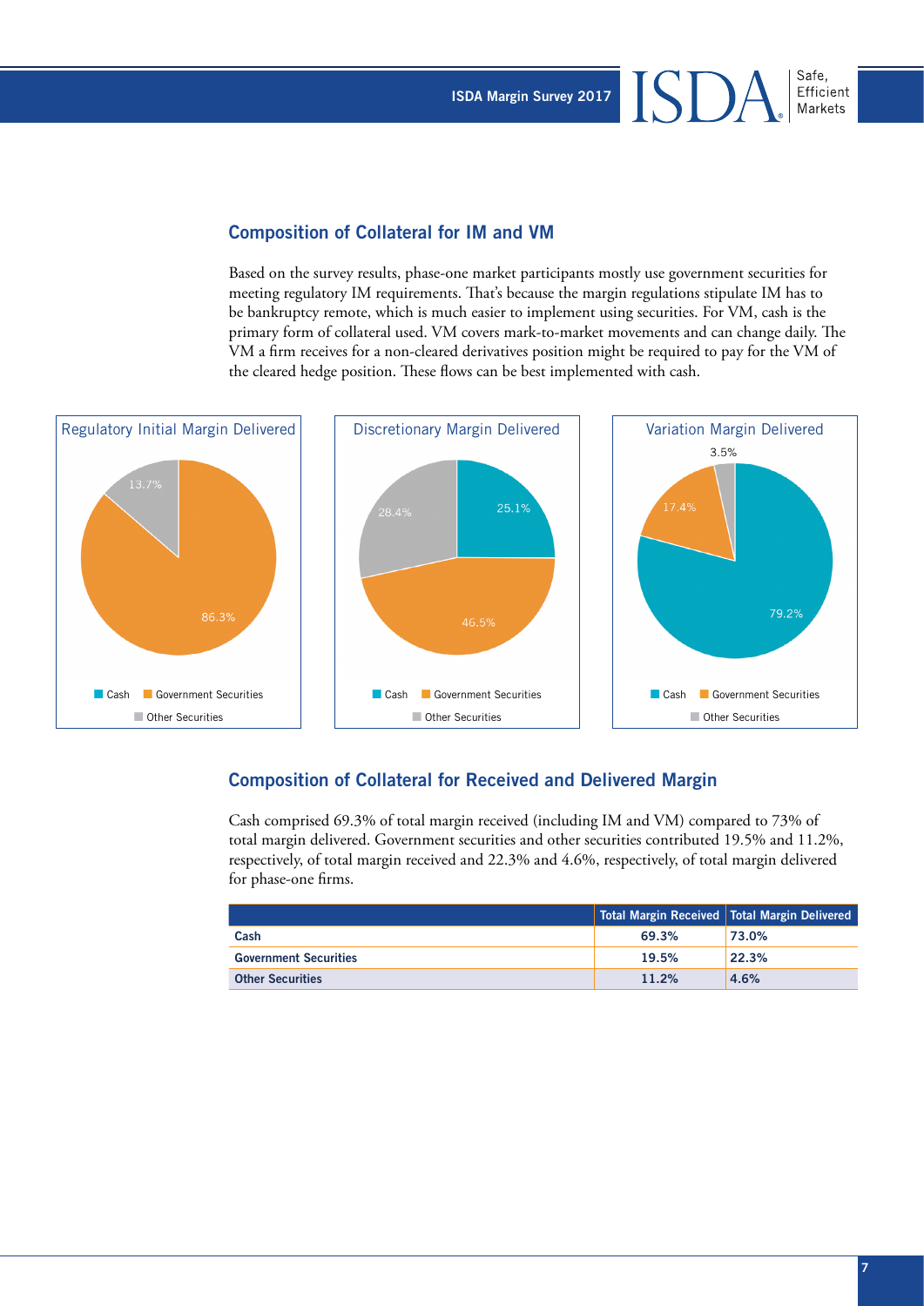## Composition of Collateral for IM and VM

Based on the survey results, phase-one market participants mostly use government securities for meeting regulatory IM requirements. That's because the margin regulations stipulate IM has to be bankruptcy remote, which is much easier to implement using securities. For VM, cash is the primary form of collateral used. VM covers mark-to-market movements and can change daily. The VM a firm receives for a non-cleared derivatives position might be required to pay for the VM of the cleared hedge position. These flows can be best implemented with cash.

Regulatory Initial Margin Delivered

- Cash
- Government Securities: 86.3%
- Other Securities: 13.7%

Discretionary Margin Delivered

- Cash: 25.1%
- Government Securities: 46.5%
- Other Securities: 28.4%

Variation Margin Delivered

- Cash: 79.2%
- Government Securities: 17.4%
- Other Securities: 3.5%

## Composition of Collateral for Received and Delivered Margin

Cash comprised 69.3% of total margin received (including IM and VM) compared to 73% of total margin delivered. Government securities and other securities contributed 19.5% and 11.2%, respectively, of total margin received and 22.3% and 4.6%, respectively, of total margin delivered for phase-one firms.

| | Total Margin Received | Total Margin Delivered |
|---|---|---|
| **Cash** | **69.3%** | **73.0%** |
| **Government Securities** | **19.5%** | **22.3%** |
| **Other Securities** | **11.2%** | **4.6%** |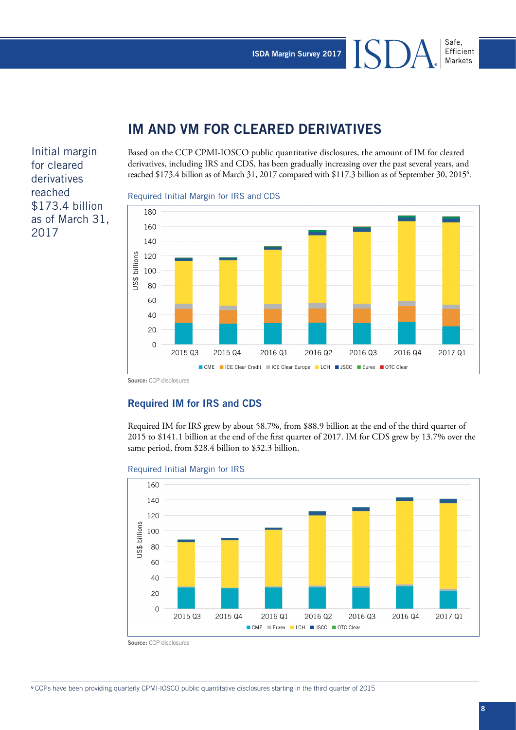## IM AND VM FOR CLEARED DERIVATIVES

Initial margin for cleared derivatives reached $173.4 billion as of March 31, 2017

Based on the CCP CPMI-IOSCO public quantitative disclosures, the amount of IM for cleared derivatives, including IRS and CDS, has been gradually increasing over the past several years, and reached $173.4 billion as of March 31, 2017 compared with $117.3 billion as of September 30, 2015[6].

Required Initial Margin for IRS and CDS

**Source:** CCP disclosures

### Required IM for IRS and CDS

Required IM for IRS grew by about 58.7%, from $88.9 billion at the end of the third quarter of 2015 to $141.1 billion at the end of the first quarter of 2017. IM for CDS grew by 13.7% over the same period, from $28.4 billion to $32.3 billion.

Required Initial Margin for IRS

**Source:** CCP disclosures

[6] CCPs have been providing quarterly CPMI-IOSCO public quantitative disclosures starting in the third quarter of 2015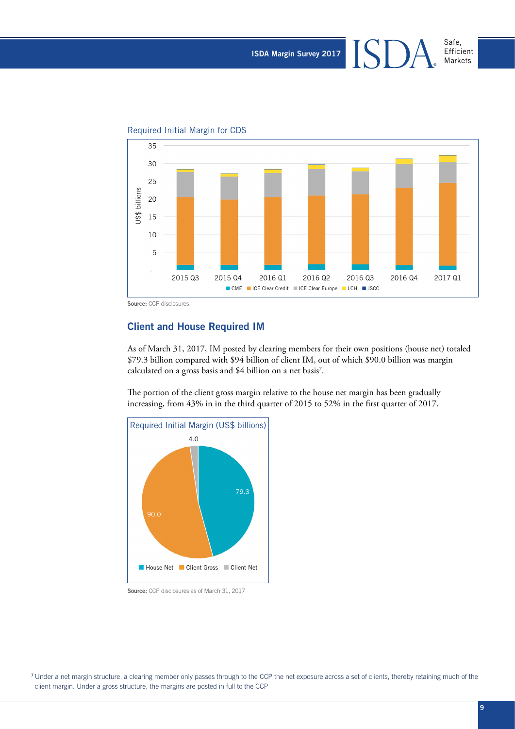Required Initial Margin for CDS

Source: CCP disclosures

## Client and House Required IM

As of March 31, 2017, IM posted by clearing members for their own positions (house net) totaled \$79.3 billion compared with \$94 billion of client IM, out of which \$90.0 billion was margin calculated on a gross basis and \$4 billion on a net basis[7].

The portion of the client gross margin relative to the house net margin has been gradually increasing, from 43% in in the third quarter of 2015 to 52% in the first quarter of 2017.

Required Initial Margin (US\$ billions)

Source: CCP disclosures as of March 31, 2017

[7] Under a net margin structure, a clearing member only passes through to the CCP the net exposure across a set of clients, thereby retaining much of the client margin. Under a gross structure, the margins are posted in full to the CCP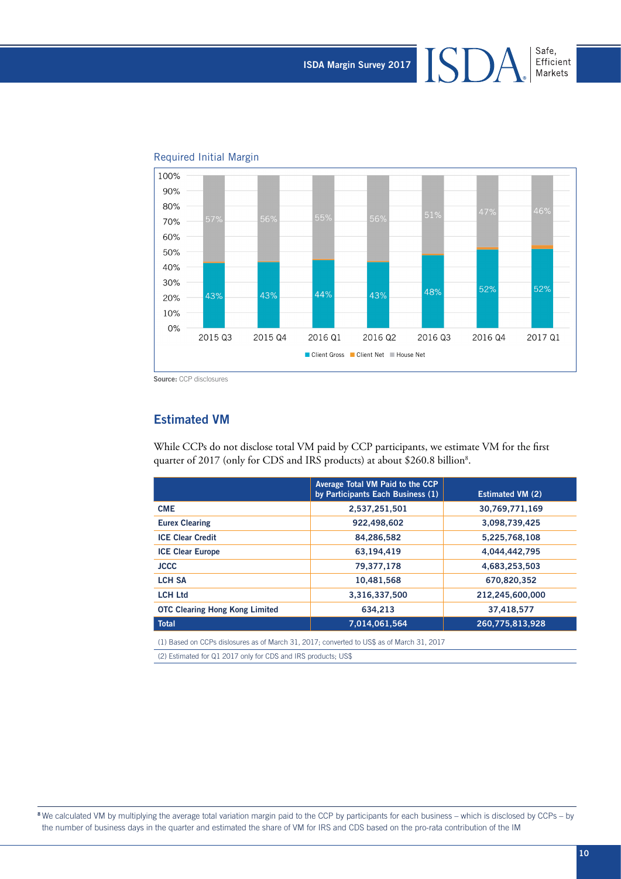Required Initial Margin

| | 2015 Q3 | 2015 Q4 | 2016 Q1 | 2016 Q2 | 2016 Q3 | 2016 Q4 | 2017 Q1 |
|---|---|---|---|---|---|---|---|
| Client Gross | 43% | 43% | 44% | 43% | 48% | 52% | 52% |
| House Net | 57% | 56% | 55% | 56% | 51% | 47% | 46% |

■ Client Gross ■ Client Net ■ House Net

**Source:** CCP disclosures

## Estimated VM

While CCPs do not disclose total VM paid by CCP participants, we estimate VM for the first quarter of 2017 (only for CDS and IRS products) at about $260.8 billion[8].

| | Average Total VM Paid to the CCP by Participants Each Business (1) | Estimated VM (2) |
|---|---|---|
| **CME** | 2,537,251,501 | 30,769,771,169 |
| **Eurex Clearing** | 922,498,602 | 3,098,739,425 |
| **ICE Clear Credit** | 84,286,582 | 5,225,768,108 |
| **ICE Clear Europe** | 63,194,419 | 4,044,442,795 |
| **JCCC** | 79,377,178 | 4,683,253,503 |
| **LCH SA** | 10,481,568 | 670,820,352 |
| **LCH Ltd** | 3,316,337,500 | 212,245,600,000 |
| **OTC Clearing Hong Kong Limited** | 634,213 | 37,418,577 |
| **Total** | 7,014,061,564 | 260,775,813,928 |

(1) Based on CCPs dislosures as of March 31, 2017; converted to US$ as of March 31, 2017

(2) Estimated for Q1 2017 only for CDS and IRS products; US$

[8] We calculated VM by multiplying the average total variation margin paid to the CCP by participants for each business – which is disclosed by CCPs – by the number of business days in the quarter and estimated the share of VM for IRS and CDS based on the pro-rata contribution of the IM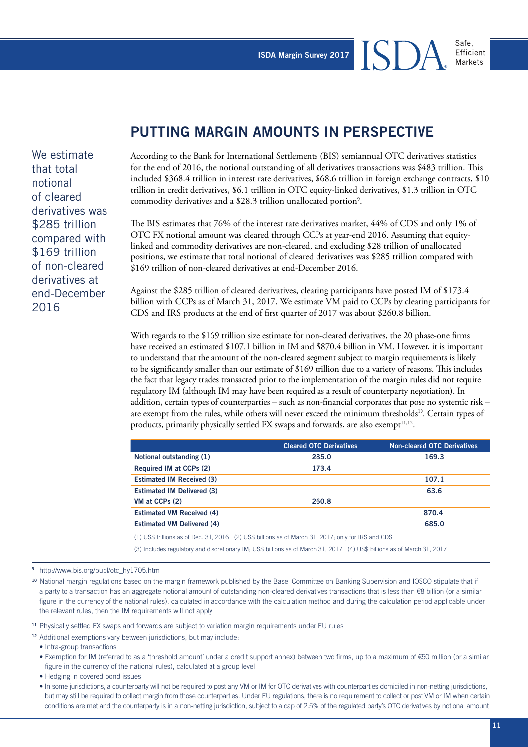## PUTTING MARGIN AMOUNTS IN PERSPECTIVE

We estimate that total notional of cleared derivatives was $285 trillion compared with $169 trillion of non-cleared derivatives at end-December 2016

According to the Bank for International Settlements (BIS) semiannual OTC derivatives statistics for the end of 2016, the notional outstanding of all derivatives transactions was $483 trillion. This included $368.4 trillion in interest rate derivatives, $68.6 trillion in foreign exchange contracts, $10 trillion in credit derivatives, $6.1 trillion in OTC equity-linked derivatives, $1.3 trillion in OTC commodity derivatives and a $28.3 trillion unallocated portion[9].

The BIS estimates that 76% of the interest rate derivatives market, 44% of CDS and only 1% of OTC FX notional amount was cleared through CCPs at year-end 2016. Assuming that equity-linked and commodity derivatives are non-cleared, and excluding $28 trillion of unallocated positions, we estimate that total notional of cleared derivatives was $285 trillion compared with $169 trillion of non-cleared derivatives at end-December 2016.

Against the $285 trillion of cleared derivatives, clearing participants have posted IM of $173.4 billion with CCPs as of March 31, 2017. We estimate VM paid to CCPs by clearing participants for CDS and IRS products at the end of first quarter of 2017 was about $260.8 billion.

With regards to the $169 trillion size estimate for non-cleared derivatives, the 20 phase-one firms have received an estimated $107.1 billion in IM and $870.4 billion in VM. However, it is important to understand that the amount of the non-cleared segment subject to margin requirements is likely to be significantly smaller than our estimate of $169 trillion due to a variety of reasons. This includes the fact that legacy trades transacted prior to the implementation of the margin rules did not require regulatory IM (although IM may have been required as a result of counterparty negotiation). In addition, certain types of counterparties – such as non-financial corporates that pose no systemic risk – are exempt from the rules, while others will never exceed the minimum thresholds[10]. Certain types of products, primarily physically settled FX swaps and forwards, are also exempt[11,12].

| | Cleared OTC Derivatives | Non-cleared OTC Derivatives |
|---|---|---|
| Notional outstanding (1) | 285.0 | 169.3 |
| Required IM at CCPs (2) | 173.4 | |
| Estimated IM Received (3) | | 107.1 |
| Estimated IM Delivered (3) | | 63.6 |
| VM at CCPs (2) | 260.8 | |
| Estimated VM Received (4) | | 870.4 |
| Estimated VM Delivered (4) | | 685.0 |

(1) US$ trillions as of Dec. 31, 2016 (2) US$ billions as of March 31, 2017; only for IRS and CDS

(3) Includes regulatory and discretionary IM; US$ billions as of March 31, 2017 (4) US$ billions as of March 31, 2017

[9] http://www.bis.org/publ/otc_hy1705.htm

[10] National margin regulations based on the margin framework published by the Basel Committee on Banking Supervision and IOSCO stipulate that if a party to a transaction has an aggregate notional amount of outstanding non-cleared derivatives transactions that is less than €8 billion (or a similar figure in the currency of the national rules), calculated in accordance with the calculation method and during the calculation period applicable under the relevant rules, then the IM requirements will not apply

[11] Physically settled FX swaps and forwards are subject to variation margin requirements under EU rules

[12] Additional exemptions vary between jurisdictions, but may include:

- Intra-group transactions
- Exemption for IM (referred to as a 'threshold amount' under a credit support annex) between two firms, up to a maximum of €50 million (or a similar figure in the currency of the national rules), calculated at a group level
- Hedging in covered bond issues
- In some jurisdictions, a counterparty will not be required to post any VM or IM for OTC derivatives with counterparties domiciled in non-netting jurisdictions, but may still be required to collect margin from those counterparties. Under EU regulations, there is no requirement to collect or post VM or IM when certain conditions are met and the counterparty is in a non-netting jurisdiction, subject to a cap of 2.5% of the regulated party's OTC derivatives by notional amount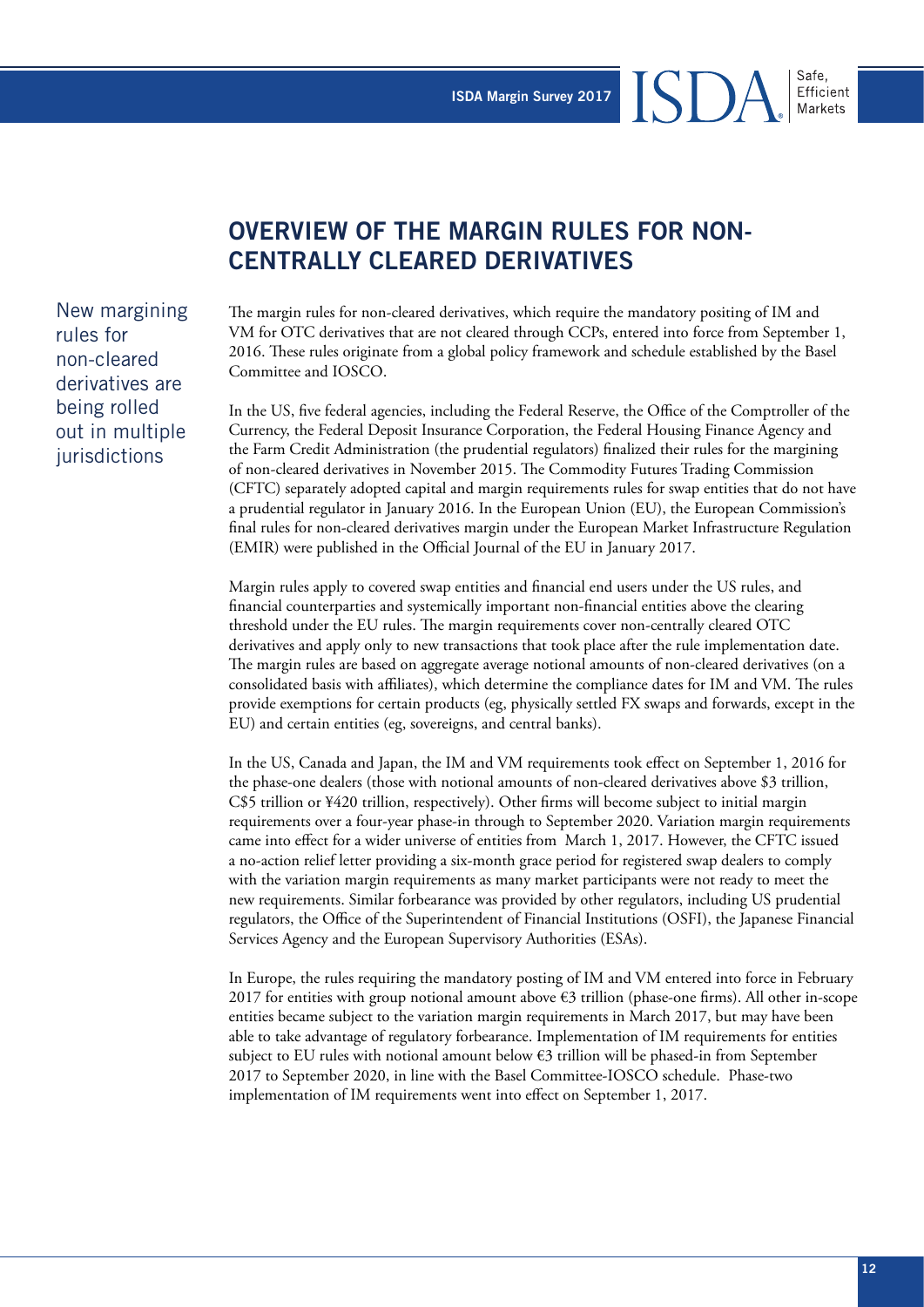## OVERVIEW OF THE MARGIN RULES FOR NON-CENTRALLY CLEARED DERIVATIVES

New margining rules for non-cleared derivatives are being rolled out in multiple jurisdictions

The margin rules for non-cleared derivatives, which require the mandatory positing of IM and VM for OTC derivatives that are not cleared through CCPs, entered into force from September 1, 2016. These rules originate from a global policy framework and schedule established by the Basel Committee and IOSCO.

In the US, five federal agencies, including the Federal Reserve, the Office of the Comptroller of the Currency, the Federal Deposit Insurance Corporation, the Federal Housing Finance Agency and the Farm Credit Administration (the prudential regulators) finalized their rules for the margining of non-cleared derivatives in November 2015. The Commodity Futures Trading Commission (CFTC) separately adopted capital and margin requirements rules for swap entities that do not have a prudential regulator in January 2016. In the European Union (EU), the European Commission's final rules for non-cleared derivatives margin under the European Market Infrastructure Regulation (EMIR) were published in the Official Journal of the EU in January 2017.

Margin rules apply to covered swap entities and financial end users under the US rules, and financial counterparties and systemically important non-financial entities above the clearing threshold under the EU rules. The margin requirements cover non-centrally cleared OTC derivatives and apply only to new transactions that took place after the rule implementation date. The margin rules are based on aggregate average notional amounts of non-cleared derivatives (on a consolidated basis with affiliates), which determine the compliance dates for IM and VM. The rules provide exemptions for certain products (eg, physically settled FX swaps and forwards, except in the EU) and certain entities (eg, sovereigns, and central banks).

In the US, Canada and Japan, the IM and VM requirements took effect on September 1, 2016 for the phase-one dealers (those with notional amounts of non-cleared derivatives above $3 trillion, C$5 trillion or ¥420 trillion, respectively). Other firms will become subject to initial margin requirements over a four-year phase-in through to September 2020. Variation margin requirements came into effect for a wider universe of entities from March 1, 2017. However, the CFTC issued a no-action relief letter providing a six-month grace period for registered swap dealers to comply with the variation margin requirements as many market participants were not ready to meet the new requirements. Similar forbearance was provided by other regulators, including US prudential regulators, the Office of the Superintendent of Financial Institutions (OSFI), the Japanese Financial Services Agency and the European Supervisory Authorities (ESAs).

In Europe, the rules requiring the mandatory posting of IM and VM entered into force in February 2017 for entities with group notional amount above €3 trillion (phase-one firms). All other in-scope entities became subject to the variation margin requirements in March 2017, but may have been able to take advantage of regulatory forbearance. Implementation of IM requirements for entities subject to EU rules with notional amount below €3 trillion will be phased-in from September 2017 to September 2020, in line with the Basel Committee-IOSCO schedule. Phase-two implementation of IM requirements went into effect on September 1, 2017.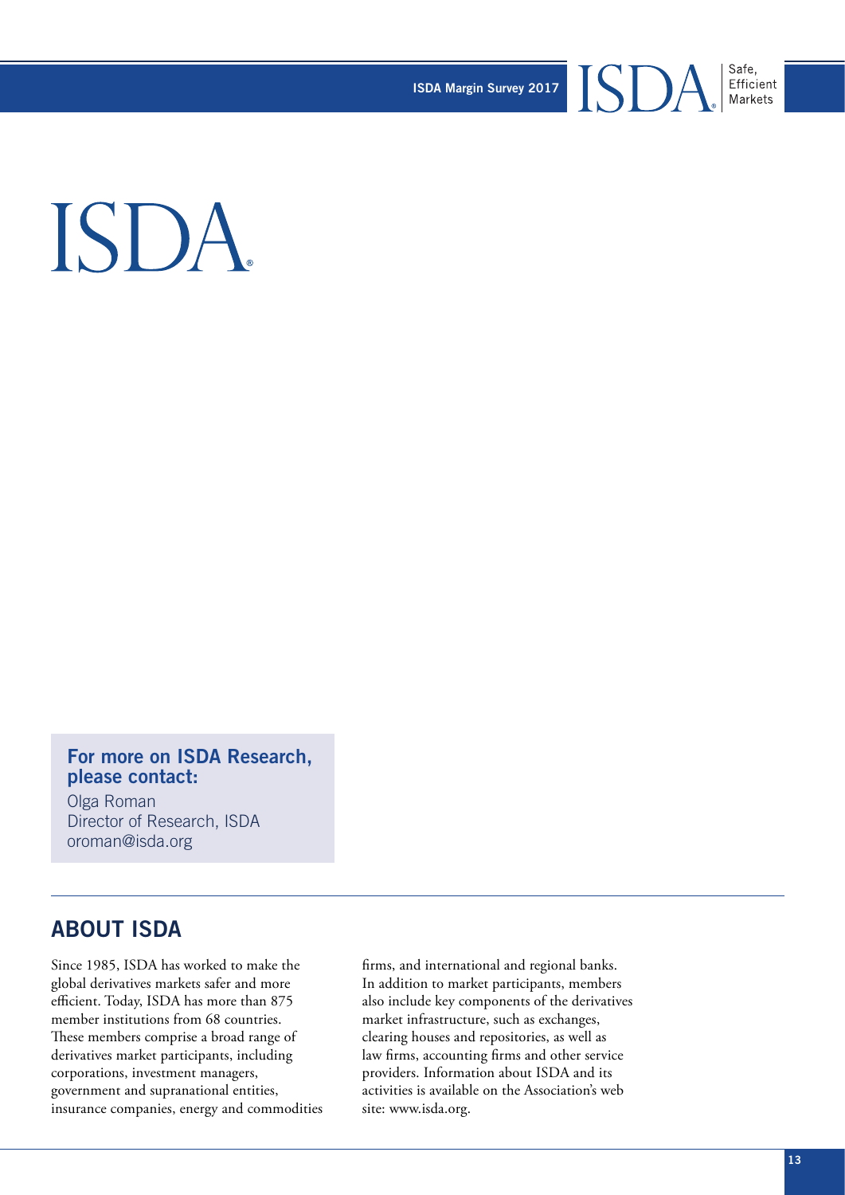ISDA

**For more on ISDA Research, please contact:**

Olga Roman
Director of Research, ISDA
oroman@isda.org

## ABOUT ISDA

Since 1985, ISDA has worked to make the global derivatives markets safer and more efficient. Today, ISDA has more than 875 member institutions from 68 countries. These members comprise a broad range of derivatives market participants, including corporations, investment managers, government and supranational entities, insurance companies, energy and commodities firms, and international and regional banks. In addition to market participants, members also include key components of the derivatives market infrastructure, such as exchanges, clearing houses and repositories, as well as law firms, accounting firms and other service providers. Information about ISDA and its activities is available on the Association's web site: www.isda.org.